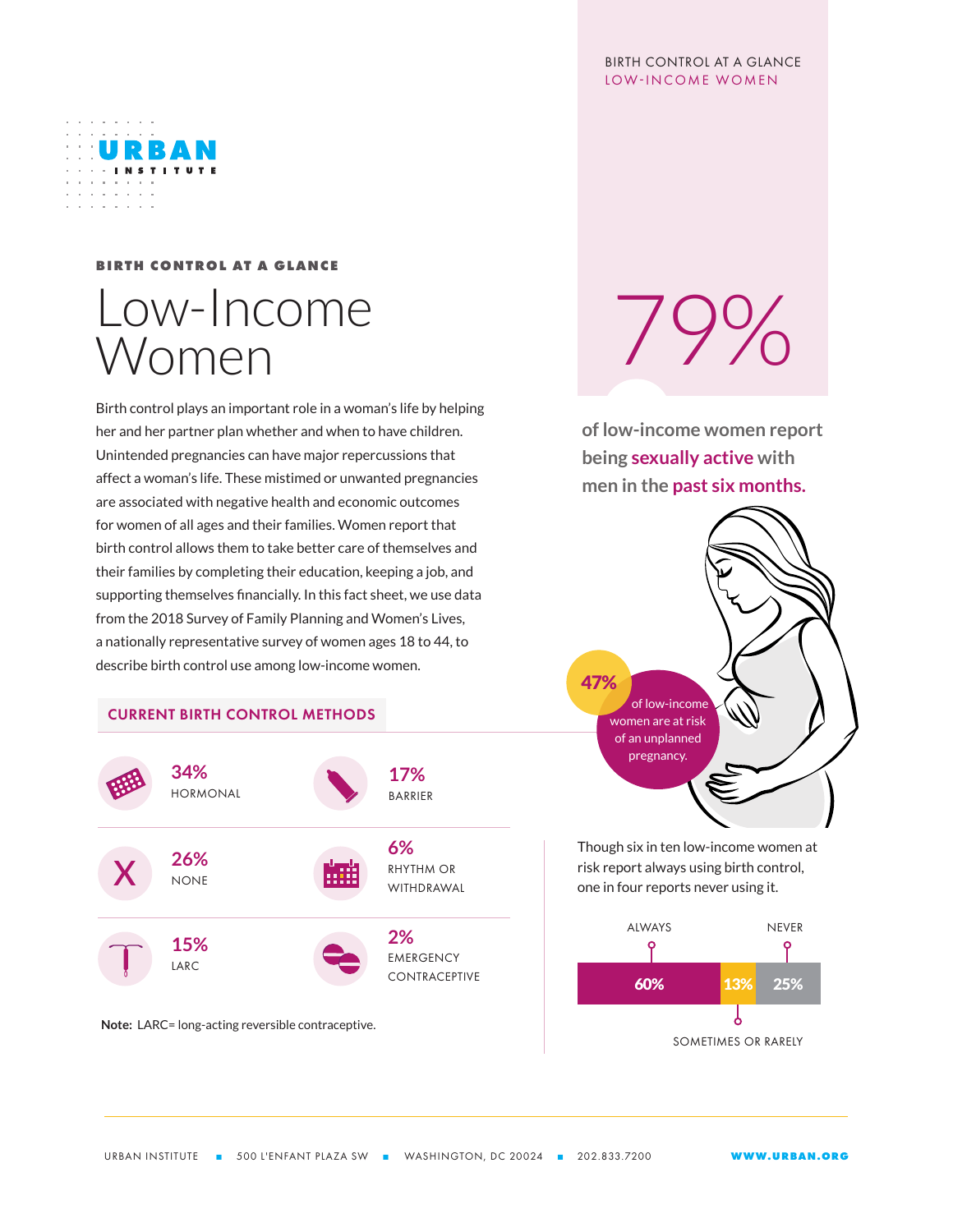BIRTH CONTROL AT A GLANCE

# Low-Income Women

Birth control plays an important role in a woman's life by helping her and her partner plan whether and when to have children. Unintended pregnancies can have major repercussions that affect a woman's life. These mistimed or unwanted pregnancies are associated with negative health and economic outcomes for women of all ages and their families. Women report that birth control allows them to take better care of themselves and their families by completing their education, keeping a job, and supporting themselves financially. In this fact sheet, we use data from the 2018 Survey of Family Planning and Women's Lives, a nationally representative survey of women ages 18 to 44, to describe birth control use among low-income women.

## CURRENT BIRTH CONTROL METHODS

| Percent | Method |
|---|---|
| 34% | HORMONAL |
| 17% | BARRIER |
| 26% | NONE |
| 6% | RHYTHM OR WITHDRAWAL |
| 15% | LARC |
| 2% | EMERGENCY CONTRACEPTIVE |

**Note:** LARC= long-acting reversible contraceptive.

**79%** of low-income women report being **sexually active** with men in the **past six months.**

**47%** of low-income women are at risk of an unplanned pregnancy.

Though six in ten low-income women at risk report always using birth control, one in four reports never using it.

| ALWAYS | SOMETIMES OR RARELY | NEVER |
|---|---|---|
| 60% | 13% | 25% |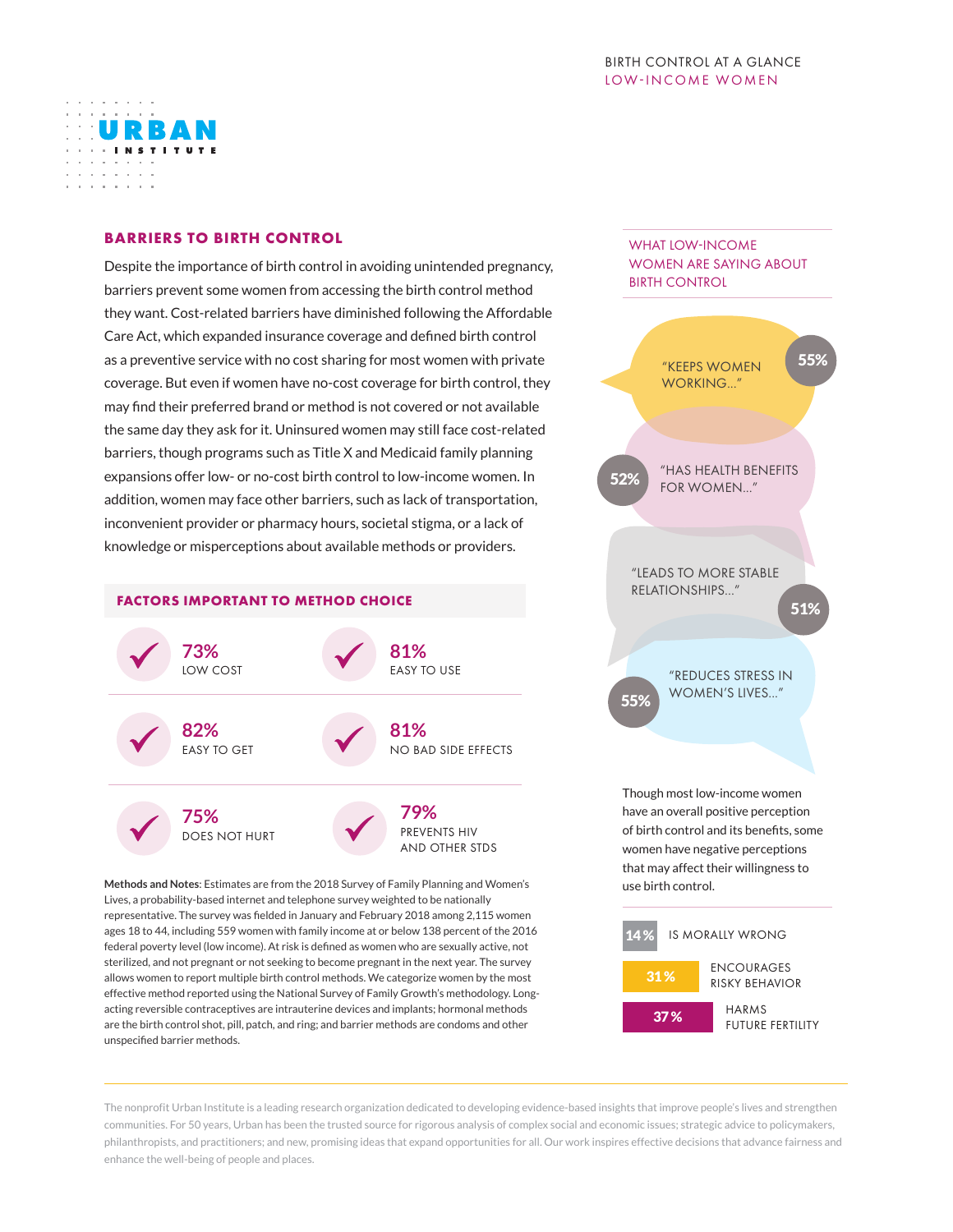## BARRIERS TO BIRTH CONTROL

Despite the importance of birth control in avoiding unintended pregnancy, barriers prevent some women from accessing the birth control method they want. Cost-related barriers have diminished following the Affordable Care Act, which expanded insurance coverage and defined birth control as a preventive service with no cost sharing for most women with private coverage. But even if women have no-cost coverage for birth control, they may find their preferred brand or method is not covered or not available the same day they ask for it. Uninsured women may still face cost-related barriers, though programs such as Title X and Medicaid family planning expansions offer low- or no-cost birth control to low-income women. In addition, women may face other barriers, such as lack of transportation, inconvenient provider or pharmacy hours, societal stigma, or a lack of knowledge or misperceptions about available methods or providers.

### FACTORS IMPORTANT TO METHOD CHOICE

73% LOW COST

81% EASY TO USE

82% EASY TO GET

81% NO BAD SIDE EFFECTS

75% DOES NOT HURT

79% PREVENTS HIV AND OTHER STDS

**Methods and Notes**: Estimates are from the 2018 Survey of Family Planning and Women's Lives, a probability-based internet and telephone survey weighted to be nationally representative. The survey was fielded in January and February 2018 among 2,115 women ages 18 to 44, including 559 women with family income at or below 138 percent of the 2016 federal poverty level (low income). At risk is defined as women who are sexually active, not sterilized, and not pregnant or not seeking to become pregnant in the next year. The survey allows women to report multiple birth control methods. We categorize women by the most effective method reported using the National Survey of Family Growth's methodology. Long-acting reversible contraceptives are intrauterine devices and implants; hormonal methods are the birth control shot, pill, patch, and ring; and barrier methods are condoms and other unspecified barrier methods.

### WHAT LOW-INCOME WOMEN ARE SAYING ABOUT BIRTH CONTROL

"KEEPS WOMEN WORKING…" 55%

"HAS HEALTH BENEFITS FOR WOMEN…" 52%

"LEADS TO MORE STABLE RELATIONSHIPS…" 51%

"REDUCES STRESS IN WOMEN'S LIVES…" 55%

Though most low-income women have an overall positive perception of birth control and its benefits, some women have negative perceptions that may affect their willingness to use birth control.

14% IS MORALLY WRONG

31% ENCOURAGES RISKY BEHAVIOR

37% HARMS FUTURE FERTILITY

The nonprofit Urban Institute is a leading research organization dedicated to developing evidence-based insights that improve people's lives and strengthen communities. For 50 years, Urban has been the trusted source for rigorous analysis of complex social and economic issues; strategic advice to policymakers, philanthropists, and practitioners; and new, promising ideas that expand opportunities for all. Our work inspires effective decisions that advance fairness and enhance the well-being of people and places.